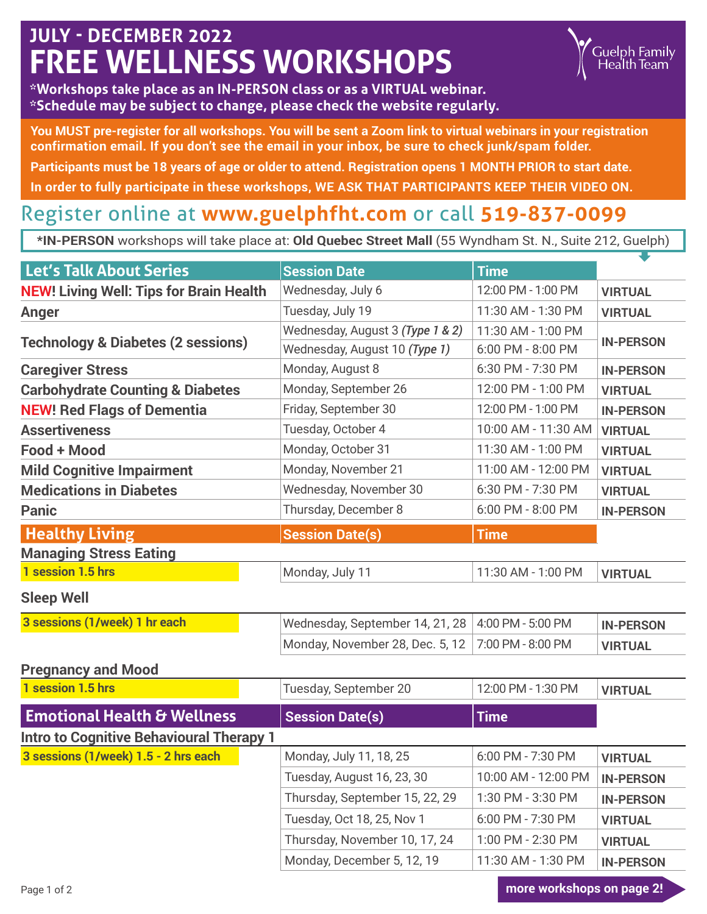# JULY - DECEMBER 2022
# FREE WELLNESS WORKSHOPS

Guelph Family Health Team

**\*Workshops take place as an IN-PERSON class or as a VIRTUAL webinar.**
**\*Schedule may be subject to change, please check the website regularly.**

**You MUST pre-register for all workshops. You will be sent a Zoom link to virtual webinars in your registration confirmation email. If you don't see the email in your inbox, be sure to check junk/spam folder.**

**Participants must be 18 years of age or older to attend. Registration opens 1 MONTH PRIOR to start date.**

**In order to fully participate in these workshops, WE ASK THAT PARTICIPANTS KEEP THEIR VIDEO ON.**

## Register online at **www.guelphfht.com** or call **519-837-0099**

**\*IN-PERSON** workshops will take place at: **Old Quebec Street Mall** (55 Wyndham St. N., Suite 212, Guelph)

| Let's Talk About Series | Session Date | Time | |
|---|---|---|---|
| **NEW! Living Well: Tips for Brain Health** | Wednesday, July 6 | 12:00 PM - 1:00 PM | **VIRTUAL** |
| **Anger** | Tuesday, July 19 | 11:30 AM - 1:30 PM | **VIRTUAL** |
| **Technology & Diabetes (2 sessions)** | Wednesday, August 3 *(Type 1 & 2)* | 11:30 AM - 1:00 PM | **IN-PERSON** |
| | Wednesday, August 10 *(Type 1)* | 6:00 PM - 8:00 PM | **IN-PERSON** |
| **Caregiver Stress** | Monday, August 8 | 6:30 PM - 7:30 PM | **IN-PERSON** |
| **Carbohydrate Counting & Diabetes** | Monday, September 26 | 12:00 PM - 1:00 PM | **VIRTUAL** |
| **NEW! Red Flags of Dementia** | Friday, September 30 | 12:00 PM - 1:00 PM | **IN-PERSON** |
| **Assertiveness** | Tuesday, October 4 | 10:00 AM - 11:30 AM | **VIRTUAL** |
| **Food + Mood** | Monday, October 31 | 11:30 AM - 1:00 PM | **VIRTUAL** |
| **Mild Cognitive Impairment** | Monday, November 21 | 11:00 AM - 12:00 PM | **VIRTUAL** |
| **Medications in Diabetes** | Wednesday, November 30 | 6:30 PM - 7:30 PM | **VIRTUAL** |
| **Panic** | Thursday, December 8 | 6:00 PM - 8:00 PM | **IN-PERSON** |

| Healthy Living | Session Date(s) | Time | |
|---|---|---|---|
| **Managing Stress Eating** | | | |
| **1 session 1.5 hrs** | Monday, July 11 | 11:30 AM - 1:00 PM | **VIRTUAL** |
| **Sleep Well** | | | |
| **3 sessions (1/week) 1 hr each** | Wednesday, September 14, 21, 28 | 4:00 PM - 5:00 PM | **IN-PERSON** |
| | Monday, November 28, Dec. 5, 12 | 7:00 PM - 8:00 PM | **VIRTUAL** |
| **Pregnancy and Mood** | | | |
| **1 session 1.5 hrs** | Tuesday, September 20 | 12:00 PM - 1:30 PM | **VIRTUAL** |

| Emotional Health & Wellness | Session Date(s) | Time | |
|---|---|---|---|
| **Intro to Cognitive Behavioural Therapy 1** | | | |
| **3 sessions (1/week) 1.5 - 2 hrs each** | Monday, July 11, 18, 25 | 6:00 PM - 7:30 PM | **VIRTUAL** |
| | Tuesday, August 16, 23, 30 | 10:00 AM - 12:00 PM | **IN-PERSON** |
| | Thursday, September 15, 22, 29 | 1:30 PM - 3:30 PM | **IN-PERSON** |
| | Tuesday, Oct 18, 25, Nov 1 | 6:00 PM - 7:30 PM | **VIRTUAL** |
| | Thursday, November 10, 17, 24 | 1:00 PM - 2:30 PM | **VIRTUAL** |
| | Monday, December 5, 12, 19 | 11:30 AM - 1:30 PM | **IN-PERSON** |

**more workshops on page 2!**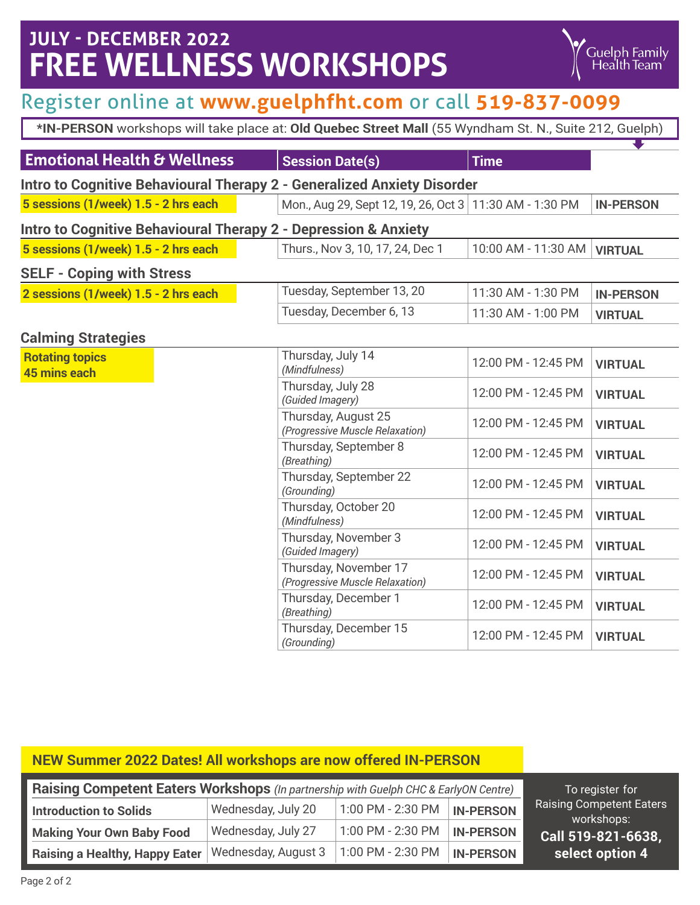# JULY - DECEMBER 2022
# FREE WELLNESS WORKSHOPS

Guelph Family Health Team

## Register online at www.guelphfht.com or call 519-837-0099

***IN-PERSON** workshops will take place at: **Old Quebec Street Mall** (55 Wyndham St. N., Suite 212, Guelph)

| Emotional Health & Wellness | Session Date(s) | Time | |
|---|---|---|---|
| **Intro to Cognitive Behavioural Therapy 2 - Generalized Anxiety Disorder** | | | |
| **5 sessions (1/week) 1.5 - 2 hrs each** | Mon., Aug 29, Sept 12, 19, 26, Oct 3 | 11:30 AM - 1:30 PM | **IN-PERSON** |
| **Intro to Cognitive Behavioural Therapy 2 - Depression & Anxiety** | | | |
| **5 sessions (1/week) 1.5 - 2 hrs each** | Thurs., Nov 3, 10, 17, 24, Dec 1 | 10:00 AM - 11:30 AM | **VIRTUAL** |
| **SELF - Coping with Stress** | | | |
| **2 sessions (1/week) 1.5 - 2 hrs each** | Tuesday, September 13, 20 | 11:30 AM - 1:30 PM | **IN-PERSON** |
| | Tuesday, December 6, 13 | 11:30 AM - 1:00 PM | **VIRTUAL** |
| **Calming Strategies** | | | |
| **Rotating topics 45 mins each** | Thursday, July 14 *(Mindfulness)* | 12:00 PM - 12:45 PM | **VIRTUAL** |
| | Thursday, July 28 *(Guided Imagery)* | 12:00 PM - 12:45 PM | **VIRTUAL** |
| | Thursday, August 25 *(Progressive Muscle Relaxation)* | 12:00 PM - 12:45 PM | **VIRTUAL** |
| | Thursday, September 8 *(Breathing)* | 12:00 PM - 12:45 PM | **VIRTUAL** |
| | Thursday, September 22 *(Grounding)* | 12:00 PM - 12:45 PM | **VIRTUAL** |
| | Thursday, October 20 *(Mindfulness)* | 12:00 PM - 12:45 PM | **VIRTUAL** |
| | Thursday, November 3 *(Guided Imagery)* | 12:00 PM - 12:45 PM | **VIRTUAL** |
| | Thursday, November 17 *(Progressive Muscle Relaxation)* | 12:00 PM - 12:45 PM | **VIRTUAL** |
| | Thursday, December 1 *(Breathing)* | 12:00 PM - 12:45 PM | **VIRTUAL** |
| | Thursday, December 15 *(Grounding)* | 12:00 PM - 12:45 PM | **VIRTUAL** |

**NEW Summer 2022 Dates! All workshops are now offered IN-PERSON**

| **Raising Competent Eaters Workshops** *(In partnership with Guelph CHC & EarlyON Centre)* | | | |
|---|---|---|---|
| **Introduction to Solids** | Wednesday, July 20 | 1:00 PM - 2:30 PM | **IN-PERSON** |
| **Making Your Own Baby Food** | Wednesday, July 27 | 1:00 PM - 2:30 PM | **IN-PERSON** |
| **Raising a Healthy, Happy Eater** | Wednesday, August 3 | 1:00 PM - 2:30 PM | **IN-PERSON** |

To register for Raising Competent Eaters workshops: **Call 519-821-6638, select option 4**